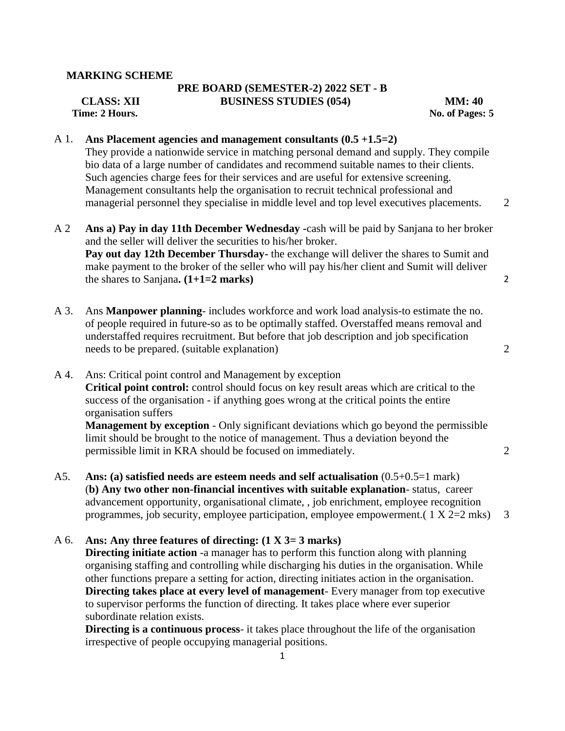**MARKING SCHEME**

**PRE BOARD (SEMESTER-2) 2022 SET - B**

**CLASS: XII** **BUSINESS STUDIES (054)** **MM: 40**

**Time: 2 Hours.** **No. of Pages: 5**

A 1. **Ans Placement agencies and management consultants (0.5 +1.5=2)**
They provide a nationwide service in matching personal demand and supply. They compile bio data of a large number of candidates and recommend suitable names to their clients. Such agencies charge fees for their services and are useful for extensive screening. Management consultants help the organisation to recruit technical professional and managerial personnel they specialise in middle level and top level executives placements. 2

A 2 **Ans a) Pay in day 11th December Wednesday** -cash will be paid by Sanjana to her broker and the seller will deliver the securities to his/her broker.
**Pay out day 12th December Thursday-** the exchange will deliver the shares to Sumit and make payment to the broker of the seller who will pay his/her client and Sumit will deliver the shares to Sanjana**. (1+1=2 marks)** 2

A 3. Ans **Manpower planning**- includes workforce and work load analysis-to estimate the no. of people required in future-so as to be optimally staffed. Overstaffed means removal and understaffed requires recruitment. But before that job description and job specification needs to be prepared. (suitable explanation) 2

A 4. Ans: Critical point control and Management by exception
**Critical point control:** control should focus on key result areas which are critical to the success of the organisation - if anything goes wrong at the critical points the entire organisation suffers
**Management by exception** - Only significant deviations which go beyond the permissible limit should be brought to the notice of management. Thus a deviation beyond the permissible limit in KRA should be focused on immediately. 2

A5. **Ans: (a) satisfied needs are esteem needs and self actualisation** (0.5+0.5=1 mark)
(**b) Any two other non-financial incentives with suitable explanation**- status, career advancement opportunity, organisational climate, , job enrichment, employee recognition programmes, job security, employee participation, employee empowerment.( 1 X 2=2 mks) 3

A 6. **Ans: Any three features of directing: (1 X 3= 3 marks)**
**Directing initiate action** -a manager has to perform this function along with planning organising staffing and controlling while discharging his duties in the organisation. While other functions prepare a setting for action, directing initiates action in the organisation.
**Directing takes place at every level of management**- Every manager from top executive to supervisor performs the function of directing. It takes place where ever superior subordinate relation exists.
**Directing is a continuous process**- it takes place throughout the life of the organisation irrespective of people occupying managerial positions.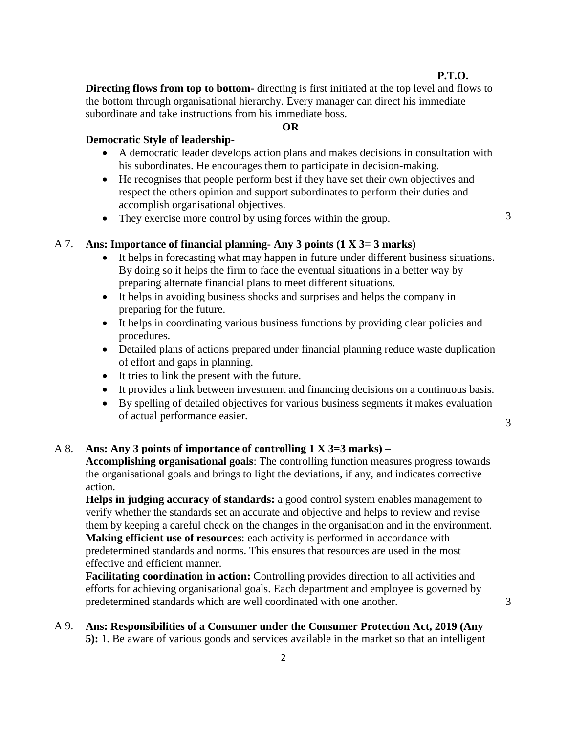**P.T.O.**

**Directing flows from top to bottom-** directing is first initiated at the top level and flows to the bottom through organisational hierarchy. Every manager can direct his immediate subordinate and take instructions from his immediate boss.

**OR**

**Democratic Style of leadership-**

- A democratic leader develops action plans and makes decisions in consultation with his subordinates. He encourages them to participate in decision-making.
- He recognises that people perform best if they have set their own objectives and respect the others opinion and support subordinates to perform their duties and accomplish organisational objectives.
- They exercise more control by using forces within the group.

3

A 7. **Ans: Importance of financial planning- Any 3 points (1 X 3= 3 marks)**

- It helps in forecasting what may happen in future under different business situations. By doing so it helps the firm to face the eventual situations in a better way by preparing alternate financial plans to meet different situations.
- It helps in avoiding business shocks and surprises and helps the company in preparing for the future.
- It helps in coordinating various business functions by providing clear policies and procedures.
- Detailed plans of actions prepared under financial planning reduce waste duplication of effort and gaps in planning.
- It tries to link the present with the future.
- It provides a link between investment and financing decisions on a continuous basis.
- By spelling of detailed objectives for various business segments it makes evaluation of actual performance easier.

3

A 8. **Ans: Any 3 points of importance of controlling 1 X 3=3 marks) –**

**Accomplishing organisational goals**: The controlling function measures progress towards the organisational goals and brings to light the deviations, if any, and indicates corrective action.

**Helps in judging accuracy of standards:** a good control system enables management to verify whether the standards set an accurate and objective and helps to review and revise them by keeping a careful check on the changes in the organisation and in the environment.

**Making efficient use of resources**: each activity is performed in accordance with predetermined standards and norms. This ensures that resources are used in the most effective and efficient manner.

**Facilitating coordination in action:** Controlling provides direction to all activities and efforts for achieving organisational goals. Each department and employee is governed by predetermined standards which are well coordinated with one another.

3

A 9. **Ans: Responsibilities of a Consumer under the Consumer Protection Act, 2019 (Any 5):** 1. Be aware of various goods and services available in the market so that an intelligent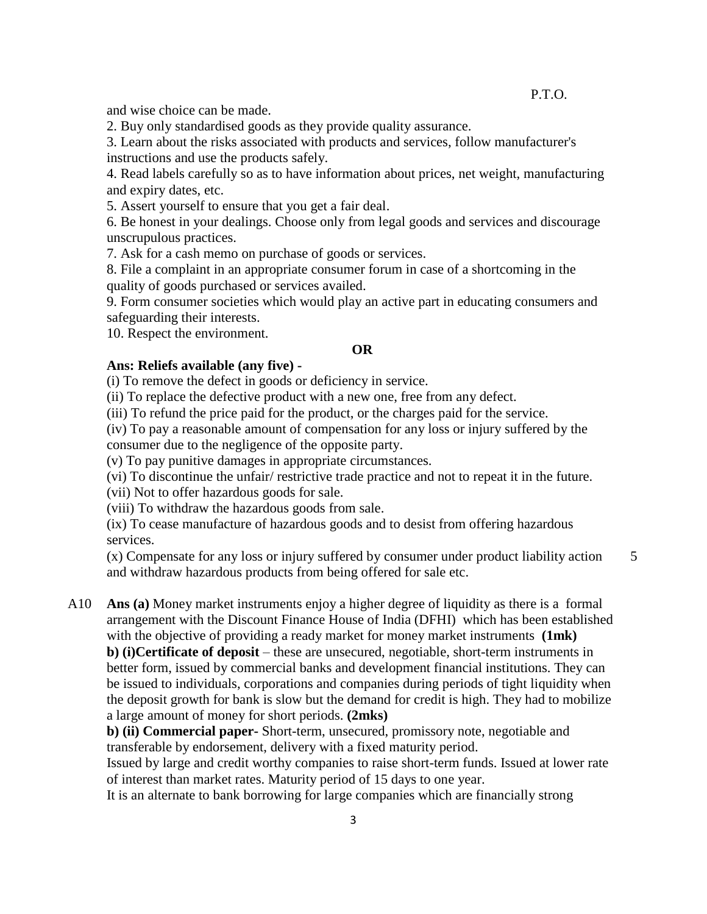and wise choice can be made.

2. Buy only standardised goods as they provide quality assurance.

3. Learn about the risks associated with products and services, follow manufacturer's instructions and use the products safely.

4. Read labels carefully so as to have information about prices, net weight, manufacturing and expiry dates, etc.

5. Assert yourself to ensure that you get a fair deal.

6. Be honest in your dealings. Choose only from legal goods and services and discourage unscrupulous practices.

7. Ask for a cash memo on purchase of goods or services.

8. File a complaint in an appropriate consumer forum in case of a shortcoming in the quality of goods purchased or services availed.

9. Form consumer societies which would play an active part in educating consumers and safeguarding their interests.

10. Respect the environment.

**OR**

**Ans: Reliefs available (any five) -**

(i) To remove the defect in goods or deficiency in service.

(ii) To replace the defective product with a new one, free from any defect.

(iii) To refund the price paid for the product, or the charges paid for the service.

(iv) To pay a reasonable amount of compensation for any loss or injury suffered by the consumer due to the negligence of the opposite party.

(v) To pay punitive damages in appropriate circumstances.

(vi) To discontinue the unfair/ restrictive trade practice and not to repeat it in the future.

(vii) Not to offer hazardous goods for sale.

(viii) To withdraw the hazardous goods from sale.

(ix) To cease manufacture of hazardous goods and to desist from offering hazardous services.

(x) Compensate for any loss or injury suffered by consumer under product liability action and withdraw hazardous products from being offered for sale etc. 5

A10 **Ans (a)** Money market instruments enjoy a higher degree of liquidity as there is a formal arrangement with the Discount Finance House of India (DFHI) which has been established with the objective of providing a ready market for money market instruments **(1mk)**

**b) (i)Certificate of deposit** – these are unsecured, negotiable, short-term instruments in better form, issued by commercial banks and development financial institutions. They can be issued to individuals, corporations and companies during periods of tight liquidity when the deposit growth for bank is slow but the demand for credit is high. They had to mobilize a large amount of money for short periods. **(2mks)**

**b) (ii) Commercial paper-** Short-term, unsecured, promissory note, negotiable and transferable by endorsement, delivery with a fixed maturity period.

Issued by large and credit worthy companies to raise short-term funds. Issued at lower rate of interest than market rates. Maturity period of 15 days to one year.

It is an alternate to bank borrowing for large companies which are financially strong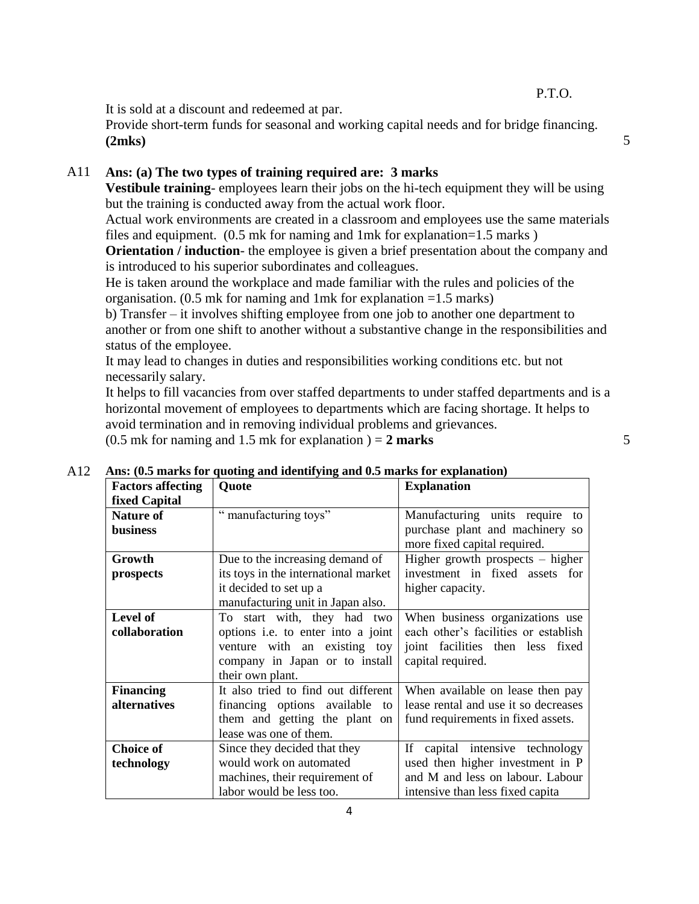It is sold at a discount and redeemed at par.

Provide short-term funds for seasonal and working capital needs and for bridge financing. **(2mks)** 5

A11 **Ans: (a) The two types of training required are: 3 marks**

**Vestibule training**- employees learn their jobs on the hi-tech equipment they will be using but the training is conducted away from the actual work floor.

Actual work environments are created in a classroom and employees use the same materials files and equipment. (0.5 mk for naming and 1mk for explanation=1.5 marks )

**Orientation / induction**- the employee is given a brief presentation about the company and is introduced to his superior subordinates and colleagues.

He is taken around the workplace and made familiar with the rules and policies of the organisation. (0.5 mk for naming and 1mk for explanation =1.5 marks)

b) Transfer – it involves shifting employee from one job to another one department to another or from one shift to another without a substantive change in the responsibilities and status of the employee.

It may lead to changes in duties and responsibilities working conditions etc. but not necessarily salary.

It helps to fill vacancies from over staffed departments to under staffed departments and is a horizontal movement of employees to departments which are facing shortage. It helps to avoid termination and in removing individual problems and grievances.

(0.5 mk for naming and 1.5 mk for explanation ) = **2 marks** 5

A12 **Ans: (0.5 marks for quoting and identifying and 0.5 marks for explanation)**

| Factors affecting fixed Capital | Quote | Explanation |
|---|---|---|
| **Nature of business** | " manufacturing toys" | Manufacturing units require to purchase plant and machinery so more fixed capital required. |
| **Growth prospects** | Due to the increasing demand of its toys in the international market it decided to set up a manufacturing unit in Japan also. | Higher growth prospects – higher investment in fixed assets for higher capacity. |
| **Level of collaboration** | To start with, they had two options i.e. to enter into a joint venture with an existing toy company in Japan or to install their own plant. | When business organizations use each other's facilities or establish joint facilities then less fixed capital required. |
| **Financing alternatives** | It also tried to find out different financing options available to them and getting the plant on lease was one of them. | When available on lease then pay lease rental and use it so decreases fund requirements in fixed assets. |
| **Choice of technology** | Since they decided that they would work on automated machines, their requirement of labor would be less too. | If capital intensive technology used then higher investment in P and M and less on labour. Labour intensive than less fixed capita |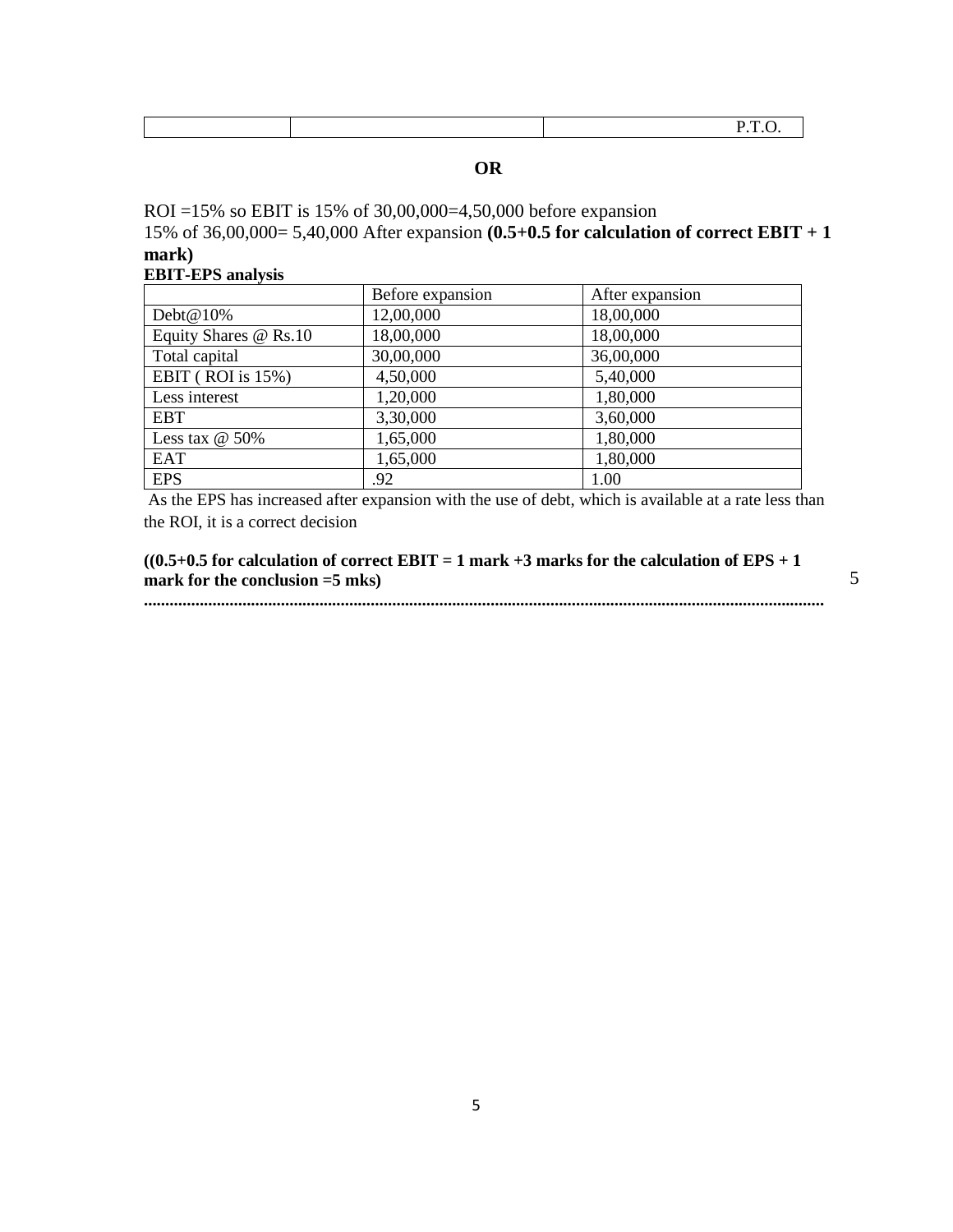| | | P.T.O. |
|---|---|---|

**OR**

ROI =15% so EBIT is 15% of 30,00,000=4,50,000 before expansion
15% of 36,00,000= 5,40,000 After expansion **(0.5+0.5 for calculation of correct EBIT + 1 mark)**

**EBIT-EPS analysis**

| | Before expansion | After expansion |
|---|---|---|
| Debt@10% | 12,00,000 | 18,00,000 |
| Equity Shares @ Rs.10 | 18,00,000 | 18,00,000 |
| Total capital | 30,00,000 | 36,00,000 |
| EBIT ( ROI is 15%) | 4,50,000 | 5,40,000 |
| Less interest | 1,20,000 | 1,80,000 |
| EBT | 3,30,000 | 3,60,000 |
| Less tax @ 50% | 1,65,000 | 1,80,000 |
| EAT | 1,65,000 | 1,80,000 |
| EPS | .92 | 1.00 |

As the EPS has increased after expansion with the use of debt, which is available at a rate less than the ROI, it is a correct decision

**((0.5+0.5 for calculation of correct EBIT = 1 mark +3 marks for the calculation of EPS + 1 mark for the conclusion =5 mks)** 5

**..........................................................................................................................................................**